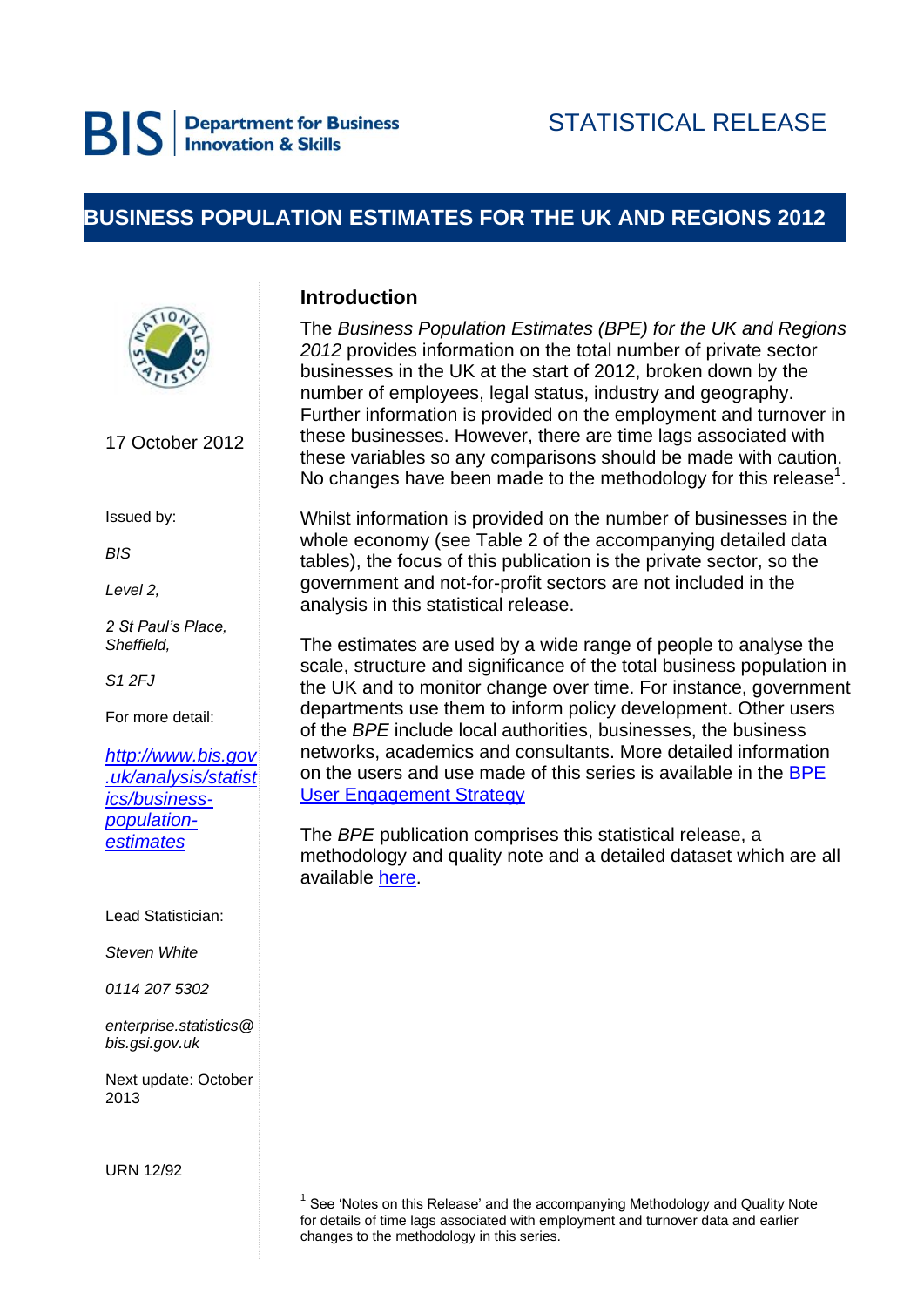BIS | Department for Business Innovation & Skills

STATISTICAL RELEASE

# BUSINESS POPULATION ESTIMATES FOR THE UK AND REGIONS 2012

17 October 2012

Issued by:

*BIS*

*Level 2,*

*2 St Paul's Place, Sheffield,*

*S1 2FJ*

For more detail:

*http://www.bis.gov.uk/analysis/statistics/business-population-estimates*

Lead Statistician:

*Steven White*

*0114 207 5302*

*enterprise.statistics@bis.gsi.gov.uk*

Next update: October 2013

URN 12/92

## Introduction

The *Business Population Estimates (BPE) for the UK and Regions 2012* provides information on the total number of private sector businesses in the UK at the start of 2012, broken down by the number of employees, legal status, industry and geography. Further information is provided on the employment and turnover in these businesses. However, there are time lags associated with these variables so any comparisons should be made with caution. No changes have been made to the methodology for this release[1].

Whilst information is provided on the number of businesses in the whole economy (see Table 2 of the accompanying detailed data tables), the focus of this publication is the private sector, so the government and not-for-profit sectors are not included in the analysis in this statistical release.

The estimates are used by a wide range of people to analyse the scale, structure and significance of the total business population in the UK and to monitor change over time. For instance, government departments use them to inform policy development. Other users of the *BPE* include local authorities, businesses, the business networks, academics and consultants. More detailed information on the users and use made of this series is available in the BPE User Engagement Strategy

The *BPE* publication comprises this statistical release, a methodology and quality note and a detailed dataset which are all available here.

---

[1] See 'Notes on this Release' and the accompanying Methodology and Quality Note for details of time lags associated with employment and turnover data and earlier changes to the methodology in this series.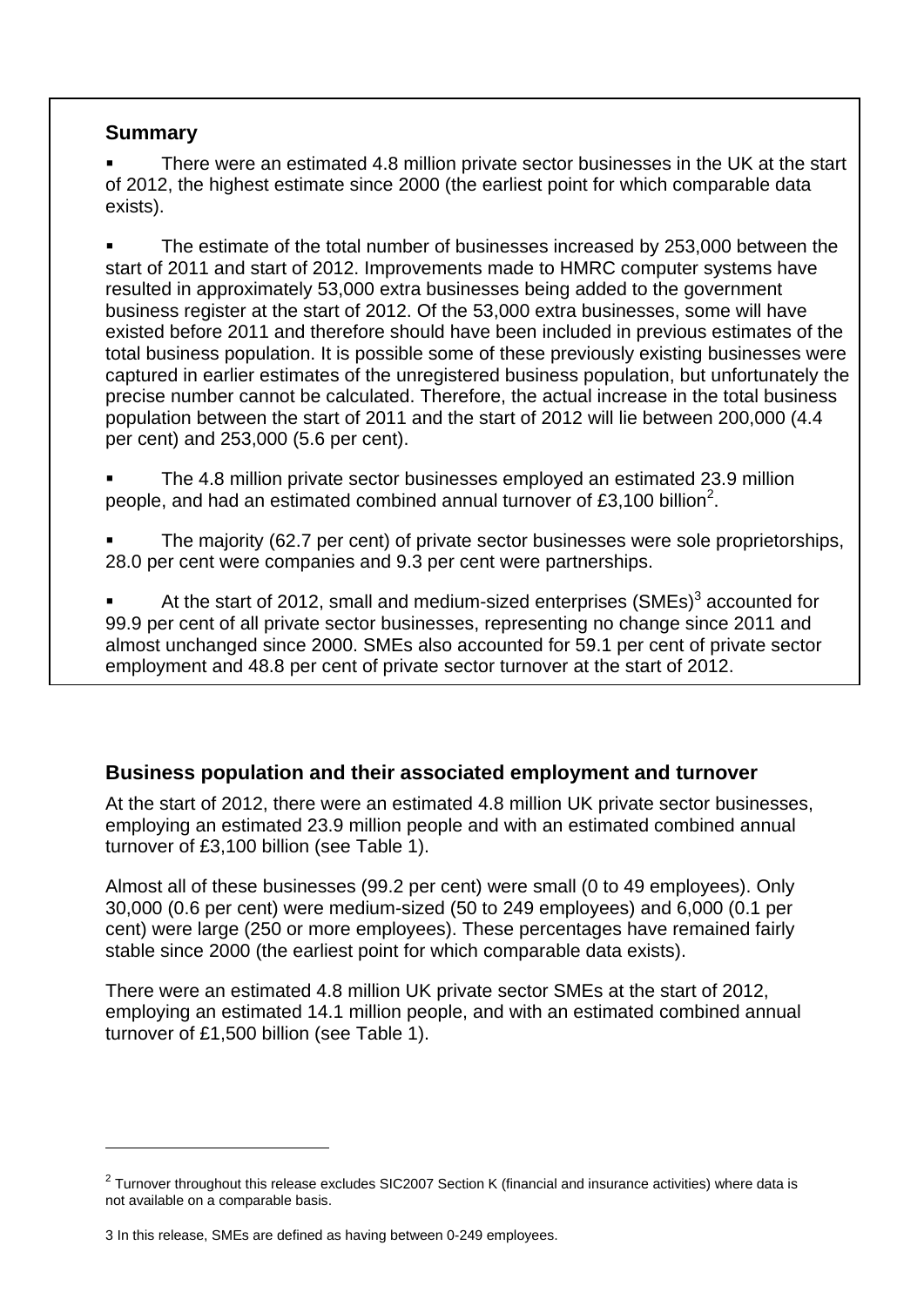## Summary

- There were an estimated 4.8 million private sector businesses in the UK at the start of 2012, the highest estimate since 2000 (the earliest point for which comparable data exists).

- The estimate of the total number of businesses increased by 253,000 between the start of 2011 and start of 2012. Improvements made to HMRC computer systems have resulted in approximately 53,000 extra businesses being added to the government business register at the start of 2012. Of the 53,000 extra businesses, some will have existed before 2011 and therefore should have been included in previous estimates of the total business population. It is possible some of these previously existing businesses were captured in earlier estimates of the unregistered business population, but unfortunately the precise number cannot be calculated. Therefore, the actual increase in the total business population between the start of 2011 and the start of 2012 will lie between 200,000 (4.4 per cent) and 253,000 (5.6 per cent).

- The 4.8 million private sector businesses employed an estimated 23.9 million people, and had an estimated combined annual turnover of £3,100 billion[2].

- The majority (62.7 per cent) of private sector businesses were sole proprietorships, 28.0 per cent were companies and 9.3 per cent were partnerships.

- At the start of 2012, small and medium-sized enterprises (SMEs)[3] accounted for 99.9 per cent of all private sector businesses, representing no change since 2011 and almost unchanged since 2000. SMEs also accounted for 59.1 per cent of private sector employment and 48.8 per cent of private sector turnover at the start of 2012.

## Business population and their associated employment and turnover

At the start of 2012, there were an estimated 4.8 million UK private sector businesses, employing an estimated 23.9 million people and with an estimated combined annual turnover of £3,100 billion (see Table 1).

Almost all of these businesses (99.2 per cent) were small (0 to 49 employees). Only 30,000 (0.6 per cent) were medium-sized (50 to 249 employees) and 6,000 (0.1 per cent) were large (250 or more employees). These percentages have remained fairly stable since 2000 (the earliest point for which comparable data exists).

There were an estimated 4.8 million UK private sector SMEs at the start of 2012, employing an estimated 14.1 million people, and with an estimated combined annual turnover of £1,500 billion (see Table 1).

---

[2] Turnover throughout this release excludes SIC2007 Section K (financial and insurance activities) where data is not available on a comparable basis.

[3] In this release, SMEs are defined as having between 0-249 employees.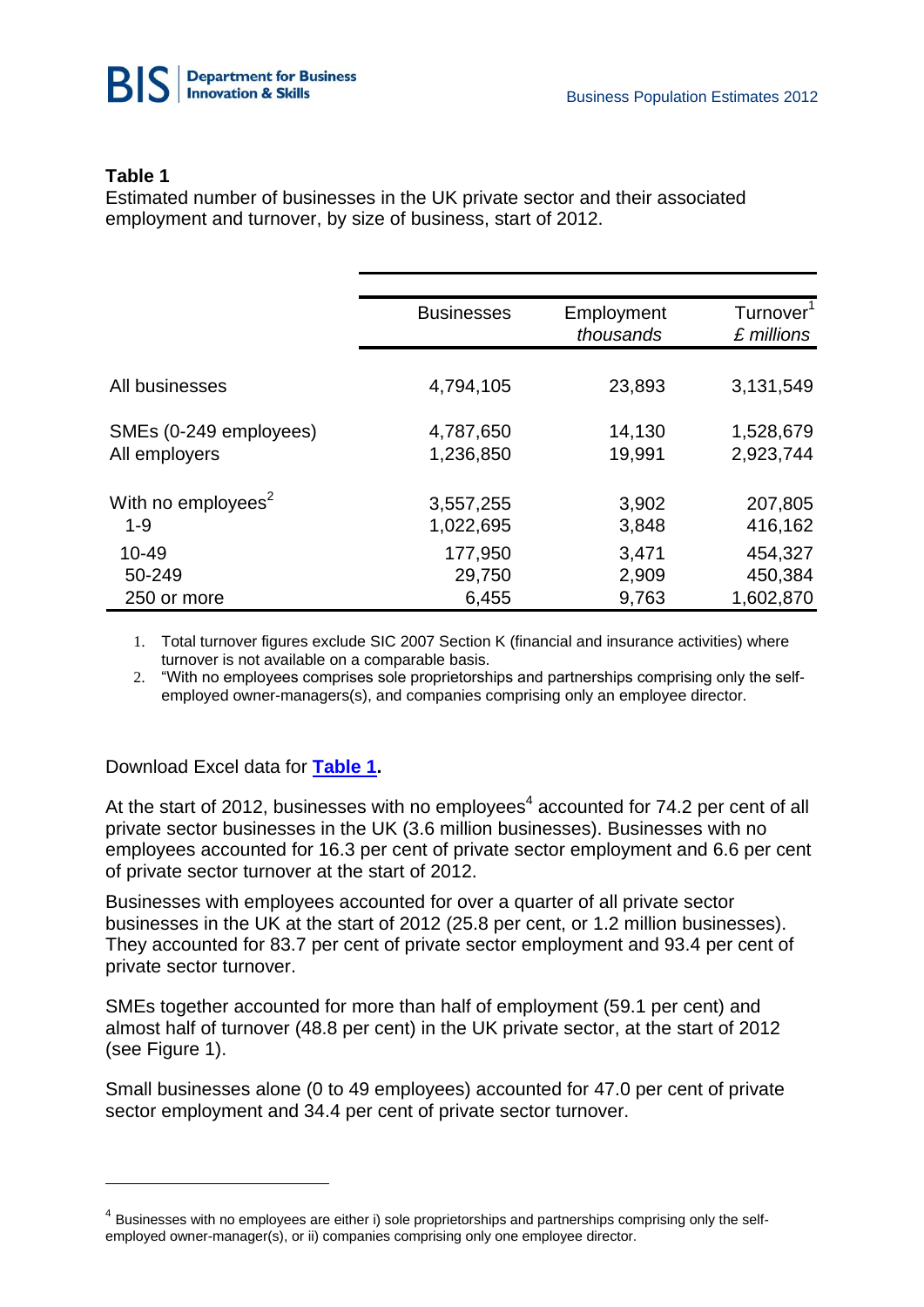**Table 1**

Estimated number of businesses in the UK private sector and their associated employment and turnover, by size of business, start of 2012.

| | Businesses | Employment *thousands* | Turnover[1] *£ millions* |
|---|---|---|---|
| All businesses | 4,794,105 | 23,893 | 3,131,549 |
| SMEs (0-249 employees) | 4,787,650 | 14,130 | 1,528,679 |
| All employers | 1,236,850 | 19,991 | 2,923,744 |
| With no employees[2] | 3,557,255 | 3,902 | 207,805 |
| 1-9 | 1,022,695 | 3,848 | 416,162 |
| 10-49 | 177,950 | 3,471 | 454,327 |
| 50-249 | 29,750 | 2,909 | 450,384 |
| 250 or more | 6,455 | 9,763 | 1,602,870 |

1. Total turnover figures exclude SIC 2007 Section K (financial and insurance activities) where turnover is not available on a comparable basis.
2. "With no employees comprises sole proprietorships and partnerships comprising only the self-employed owner-managers(s), and companies comprising only an employee director.

Download Excel data for **[Table 1](#).**

At the start of 2012, businesses with no employees[4] accounted for 74.2 per cent of all private sector businesses in the UK (3.6 million businesses). Businesses with no employees accounted for 16.3 per cent of private sector employment and 6.6 per cent of private sector turnover at the start of 2012.

Businesses with employees accounted for over a quarter of all private sector businesses in the UK at the start of 2012 (25.8 per cent, or 1.2 million businesses). They accounted for 83.7 per cent of private sector employment and 93.4 per cent of private sector turnover.

SMEs together accounted for more than half of employment (59.1 per cent) and almost half of turnover (48.8 per cent) in the UK private sector, at the start of 2012 (see Figure 1).

Small businesses alone (0 to 49 employees) accounted for 47.0 per cent of private sector employment and 34.4 per cent of private sector turnover.

---

[4] Businesses with no employees are either i) sole proprietorships and partnerships comprising only the self-employed owner-manager(s), or ii) companies comprising only one employee director.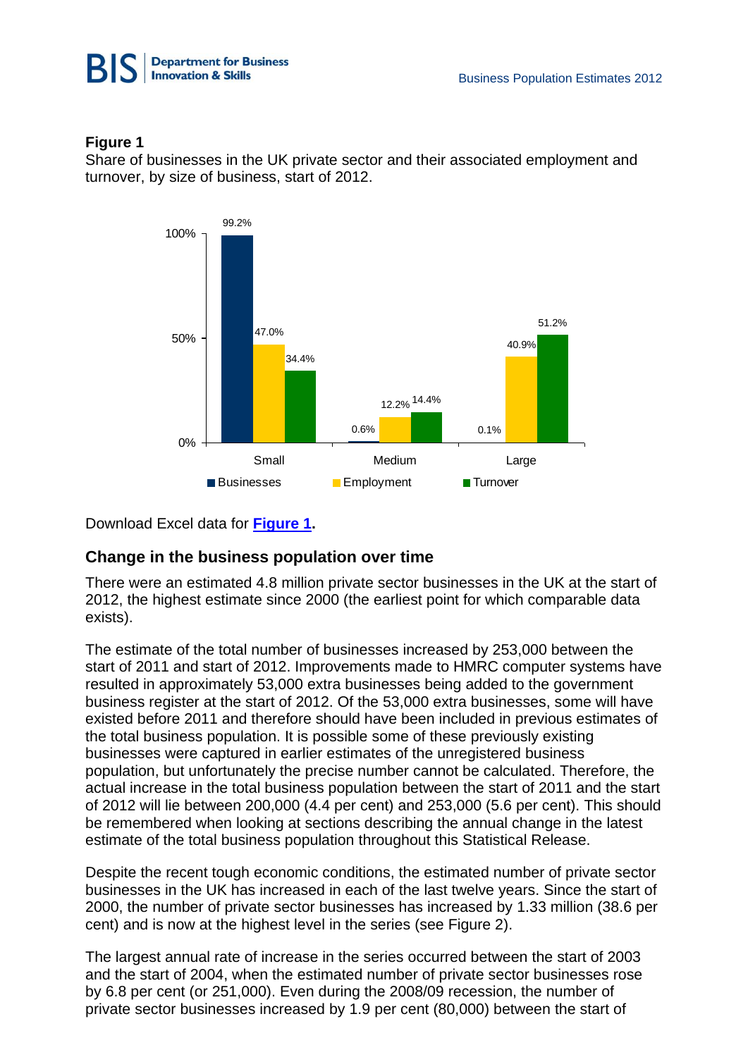**Figure 1**

Share of businesses in the UK private sector and their associated employment and turnover, by size of business, start of 2012.

| | Businesses | Employment | Turnover |
|---|---|---|---|
| Small | 99.2% | 47.0% | 34.4% |
| Medium | 0.6% | 12.2% | 14.4% |
| Large | 0.1% | 40.9% | 51.2% |

Download Excel data for **Figure 1**.

## Change in the business population over time

There were an estimated 4.8 million private sector businesses in the UK at the start of 2012, the highest estimate since 2000 (the earliest point for which comparable data exists).

The estimate of the total number of businesses increased by 253,000 between the start of 2011 and start of 2012. Improvements made to HMRC computer systems have resulted in approximately 53,000 extra businesses being added to the government business register at the start of 2012. Of the 53,000 extra businesses, some will have existed before 2011 and therefore should have been included in previous estimates of the total business population. It is possible some of these previously existing businesses were captured in earlier estimates of the unregistered business population, but unfortunately the precise number cannot be calculated. Therefore, the actual increase in the total business population between the start of 2011 and the start of 2012 will lie between 200,000 (4.4 per cent) and 253,000 (5.6 per cent). This should be remembered when looking at sections describing the annual change in the latest estimate of the total business population throughout this Statistical Release.

Despite the recent tough economic conditions, the estimated number of private sector businesses in the UK has increased in each of the last twelve years. Since the start of 2000, the number of private sector businesses has increased by 1.33 million (38.6 per cent) and is now at the highest level in the series (see Figure 2).

The largest annual rate of increase in the series occurred between the start of 2003 and the start of 2004, when the estimated number of private sector businesses rose by 6.8 per cent (or 251,000). Even during the 2008/09 recession, the number of private sector businesses increased by 1.9 per cent (80,000) between the start of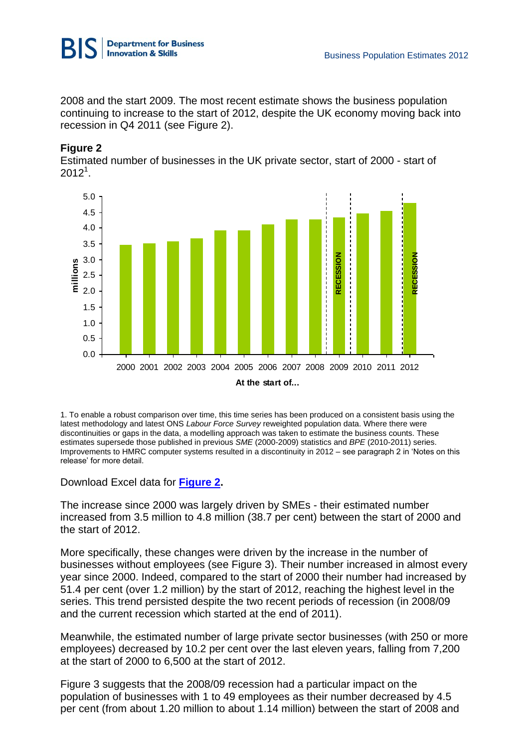2008 and the start 2009. The most recent estimate shows the business population continuing to increase to the start of 2012, despite the UK economy moving back into recession in Q4 2011 (see Figure 2).

**Figure 2**

Estimated number of businesses in the UK private sector, start of 2000 - start of 2012[1].

1. To enable a robust comparison over time, this time series has been produced on a consistent basis using the latest methodology and latest ONS *Labour Force Survey* reweighted population data. Where there were discontinuities or gaps in the data, a modelling approach was taken to estimate the business counts. These estimates supersede those published in previous *SME* (2000-2009) statistics and *BPE* (2010-2011) series. Improvements to HMRC computer systems resulted in a discontinuity in 2012 – see paragraph 2 in 'Notes on this release' for more detail.

Download Excel data for **Figure 2.**

The increase since 2000 was largely driven by SMEs - their estimated number increased from 3.5 million to 4.8 million (38.7 per cent) between the start of 2000 and the start of 2012.

More specifically, these changes were driven by the increase in the number of businesses without employees (see Figure 3). Their number increased in almost every year since 2000. Indeed, compared to the start of 2000 their number had increased by 51.4 per cent (over 1.2 million) by the start of 2012, reaching the highest level in the series. This trend persisted despite the two recent periods of recession (in 2008/09 and the current recession which started at the end of 2011).

Meanwhile, the estimated number of large private sector businesses (with 250 or more employees) decreased by 10.2 per cent over the last eleven years, falling from 7,200 at the start of 2000 to 6,500 at the start of 2012.

Figure 3 suggests that the 2008/09 recession had a particular impact on the population of businesses with 1 to 49 employees as their number decreased by 4.5 per cent (from about 1.20 million to about 1.14 million) between the start of 2008 and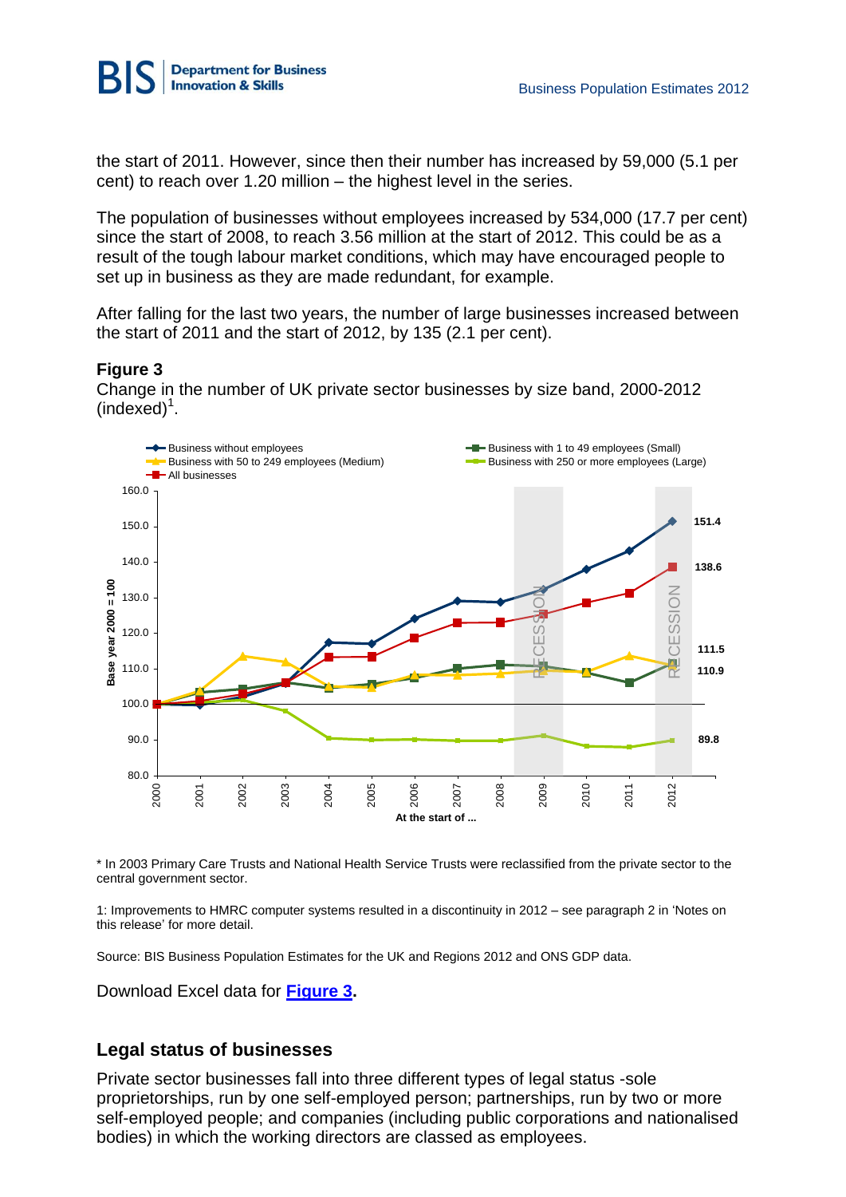the start of 2011. However, since then their number has increased by 59,000 (5.1 per cent) to reach over 1.20 million – the highest level in the series.

The population of businesses without employees increased by 534,000 (17.7 per cent) since the start of 2008, to reach 3.56 million at the start of 2012. This could be as a result of the tough labour market conditions, which may have encouraged people to set up in business as they are made redundant, for example.

After falling for the last two years, the number of large businesses increased between the start of 2011 and the start of 2012, by 135 (2.1 per cent).

**Figure 3**

Change in the number of UK private sector businesses by size band, 2000-2012 (indexed)[1].

* In 2003 Primary Care Trusts and National Health Service Trusts were reclassified from the private sector to the central government sector.

1: Improvements to HMRC computer systems resulted in a discontinuity in 2012 – see paragraph 2 in 'Notes on this release' for more detail.

Source: BIS Business Population Estimates for the UK and Regions 2012 and ONS GDP data.

Download Excel data for **Figure 3**.

## Legal status of businesses

Private sector businesses fall into three different types of legal status -sole proprietorships, run by one self-employed person; partnerships, run by two or more self-employed people; and companies (including public corporations and nationalised bodies) in which the working directors are classed as employees.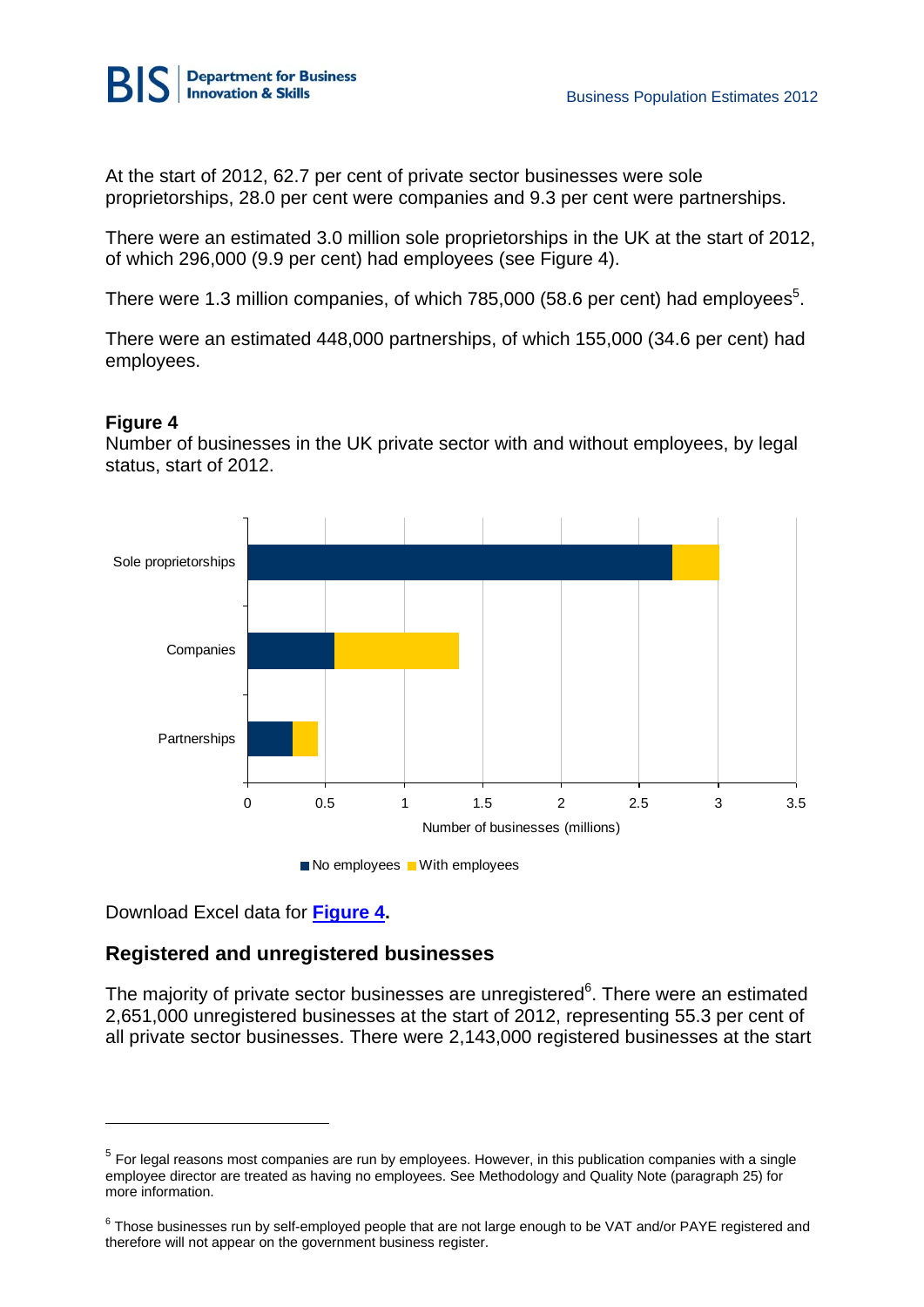At the start of 2012, 62.7 per cent of private sector businesses were sole proprietorships, 28.0 per cent were companies and 9.3 per cent were partnerships.

There were an estimated 3.0 million sole proprietorships in the UK at the start of 2012, of which 296,000 (9.9 per cent) had employees (see Figure 4).

There were 1.3 million companies, of which 785,000 (58.6 per cent) had employees[5].

There were an estimated 448,000 partnerships, of which 155,000 (34.6 per cent) had employees.

**Figure 4**
Number of businesses in the UK private sector with and without employees, by legal status, start of 2012.

Download Excel data for **Figure 4**.

## Registered and unregistered businesses

The majority of private sector businesses are unregistered[6]. There were an estimated 2,651,000 unregistered businesses at the start of 2012, representing 55.3 per cent of all private sector businesses. There were 2,143,000 registered businesses at the start

---

[5] For legal reasons most companies are run by employees. However, in this publication companies with a single employee director are treated as having no employees. See Methodology and Quality Note (paragraph 25) for more information.

[6] Those businesses run by self-employed people that are not large enough to be VAT and/or PAYE registered and therefore will not appear on the government business register.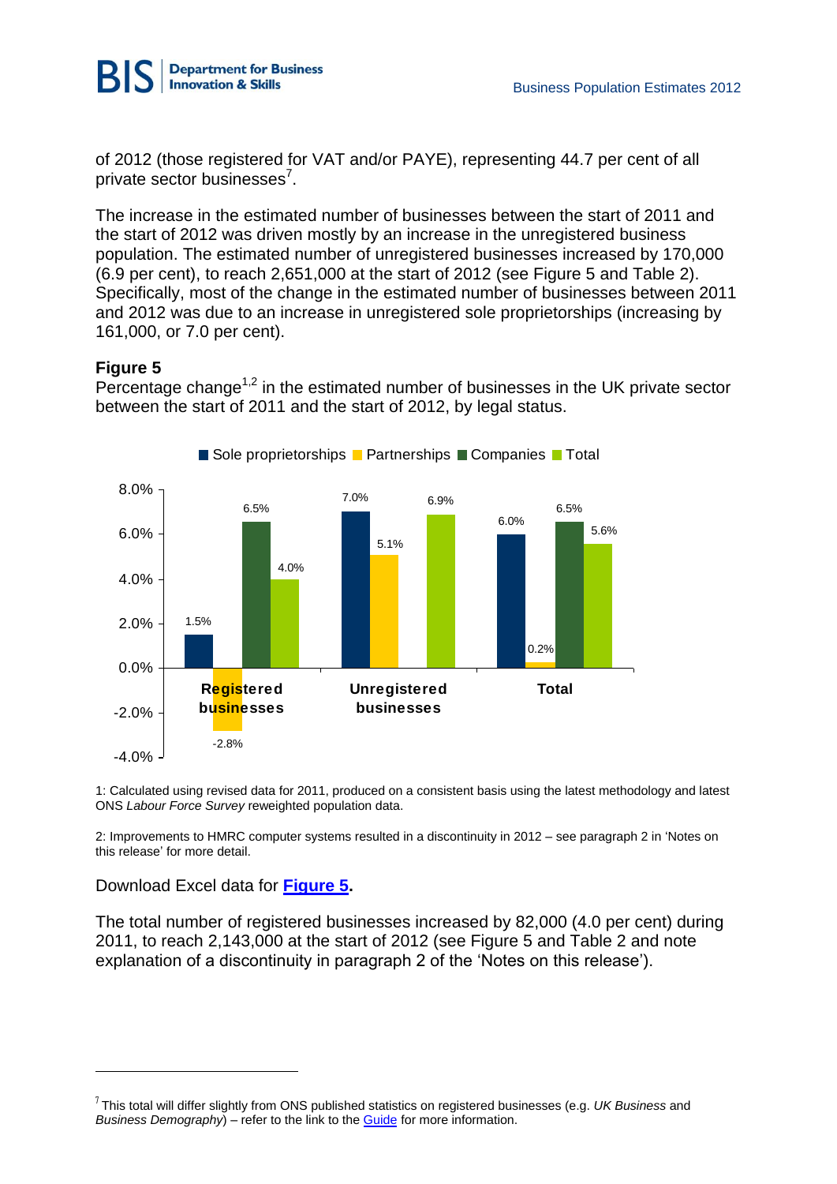of 2012 (those registered for VAT and/or PAYE), representing 44.7 per cent of all private sector businesses[7].

The increase in the estimated number of businesses between the start of 2011 and the start of 2012 was driven mostly by an increase in the unregistered business population. The estimated number of unregistered businesses increased by 170,000 (6.9 per cent), to reach 2,651,000 at the start of 2012 (see Figure 5 and Table 2). Specifically, most of the change in the estimated number of businesses between 2011 and 2012 was due to an increase in unregistered sole proprietorships (increasing by 161,000, or 7.0 per cent).

**Figure 5**

Percentage change[1,2] in the estimated number of businesses in the UK private sector between the start of 2011 and the start of 2012, by legal status.

| | Sole proprietorships | Partnerships | Companies | Total |
|---|---|---|---|---|
| Registered businesses | 1.5% | -2.8% | 6.5% | 4.0% |
| Unregistered businesses | 7.0% | 5.1% | | 6.9% |
| Total | 6.0% | 0.2% | 6.5% | 5.6% |

1: Calculated using revised data for 2011, produced on a consistent basis using the latest methodology and latest ONS *Labour Force Survey* reweighted population data.

2: Improvements to HMRC computer systems resulted in a discontinuity in 2012 – see paragraph 2 in 'Notes on this release' for more detail.

Download Excel data for **Figure 5**.

The total number of registered businesses increased by 82,000 (4.0 per cent) during 2011, to reach 2,143,000 at the start of 2012 (see Figure 5 and Table 2 and note explanation of a discontinuity in paragraph 2 of the 'Notes on this release').

[7] This total will differ slightly from ONS published statistics on registered businesses (e.g. *UK Business* and *Business Demography*) – refer to the link to the Guide for more information.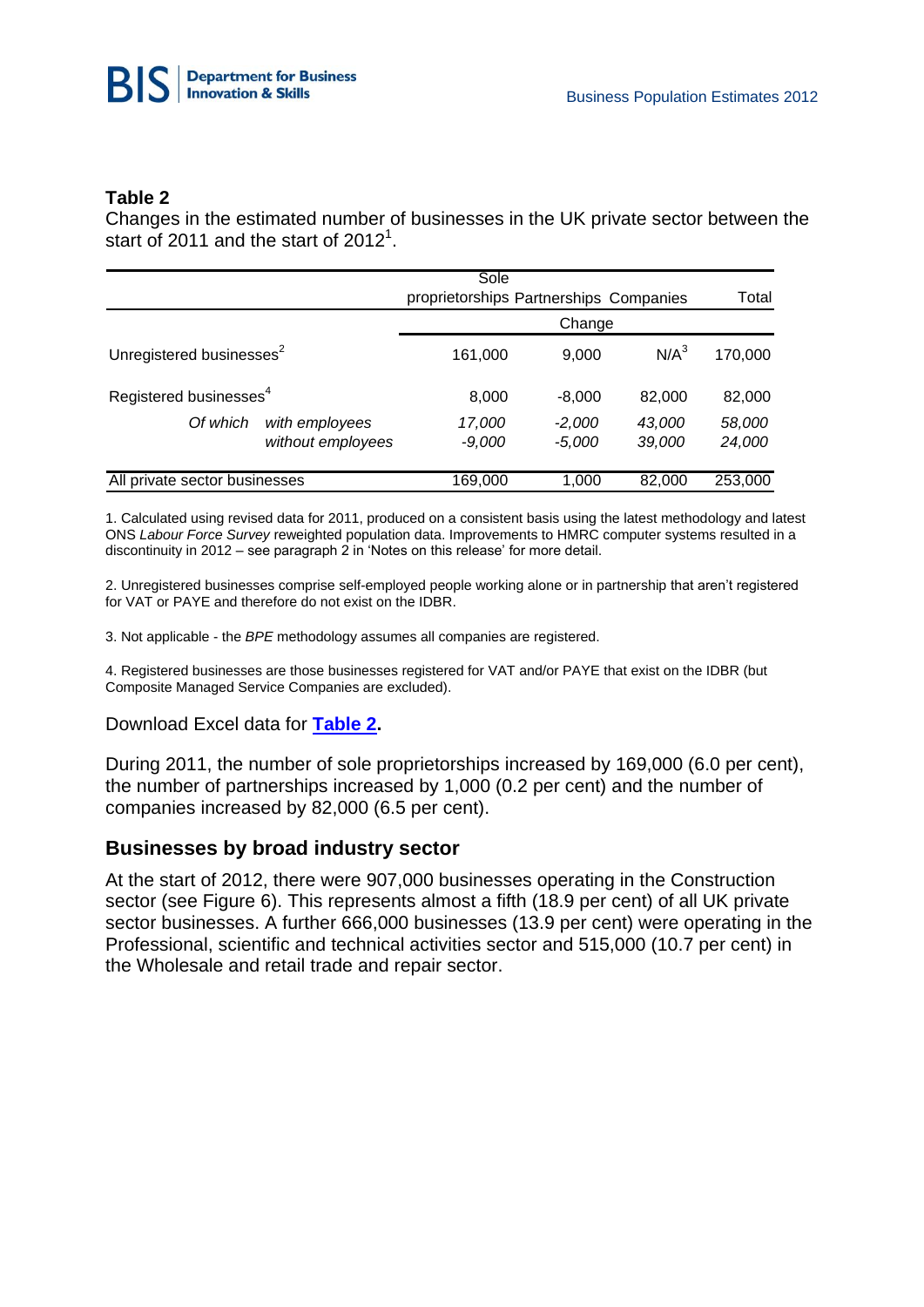**Table 2**

Changes in the estimated number of businesses in the UK private sector between the start of 2011 and the start of 2012[1].

| | | Sole proprietorships | Partnerships | Companies | Total |
|---|---|---|---|---|---|
| | | Change | | | |
| Unregistered businesses[2] | | 161,000 | 9,000 | N/A[3] | 170,000 |
| Registered businesses[4] | | 8,000 | -8,000 | 82,000 | 82,000 |
| *Of which* | *with employees* | *17,000* | *-2,000* | *43,000* | *58,000* |
| | *without employees* | *-9,000* | *-5,000* | *39,000* | *24,000* |
| All private sector businesses | | 169,000 | 1,000 | 82,000 | 253,000 |

1. Calculated using revised data for 2011, produced on a consistent basis using the latest methodology and latest ONS *Labour Force Survey* reweighted population data. Improvements to HMRC computer systems resulted in a discontinuity in 2012 – see paragraph 2 in 'Notes on this release' for more detail.

2. Unregistered businesses comprise self-employed people working alone or in partnership that aren't registered for VAT or PAYE and therefore do not exist on the IDBR.

3. Not applicable - the *BPE* methodology assumes all companies are registered.

4. Registered businesses are those businesses registered for VAT and/or PAYE that exist on the IDBR (but Composite Managed Service Companies are excluded).

Download Excel data for **Table 2.**

During 2011, the number of sole proprietorships increased by 169,000 (6.0 per cent), the number of partnerships increased by 1,000 (0.2 per cent) and the number of companies increased by 82,000 (6.5 per cent).

## Businesses by broad industry sector

At the start of 2012, there were 907,000 businesses operating in the Construction sector (see Figure 6). This represents almost a fifth (18.9 per cent) of all UK private sector businesses. A further 666,000 businesses (13.9 per cent) were operating in the Professional, scientific and technical activities sector and 515,000 (10.7 per cent) in the Wholesale and retail trade and repair sector.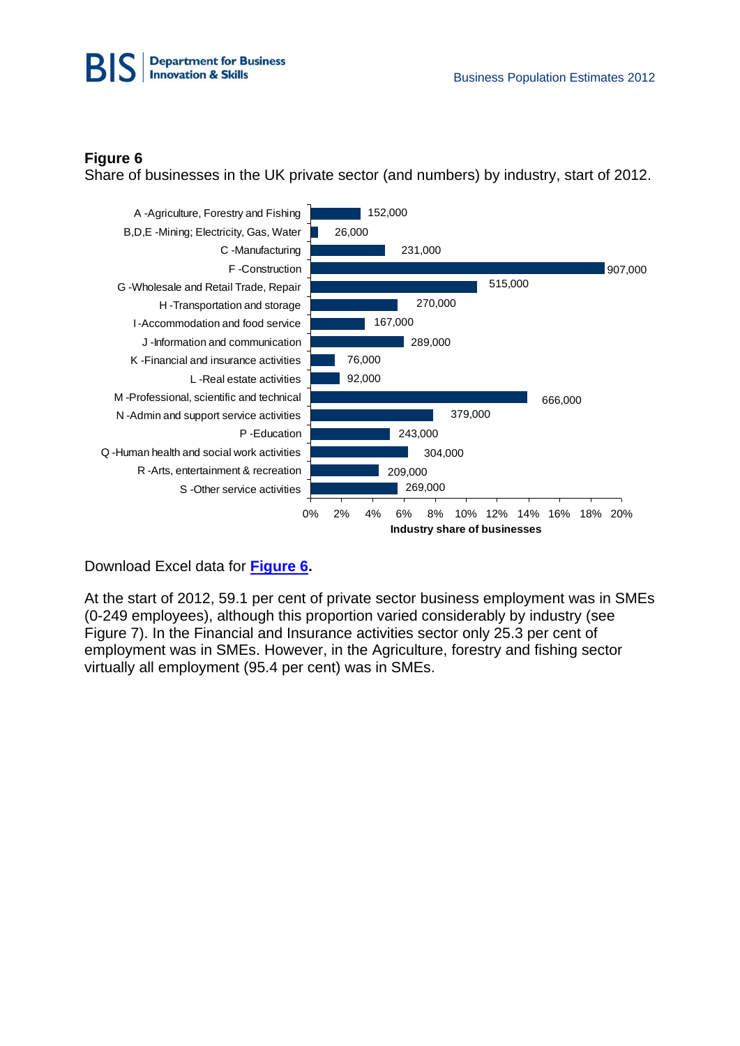**Figure 6**

Share of businesses in the UK private sector (and numbers) by industry, start of 2012.

| Industry | Number of businesses |
|---|---|
| A -Agriculture, Forestry and Fishing | 152,000 |
| B,D,E -Mining; Electricity, Gas, Water | 26,000 |
| C -Manufacturing | 231,000 |
| F -Construction | 907,000 |
| G -Wholesale and Retail Trade, Repair | 515,000 |
| H -Transportation and storage | 270,000 |
| I -Accommodation and food service | 167,000 |
| J -Information and communication | 289,000 |
| K -Financial and insurance activities | 76,000 |
| L -Real estate activities | 92,000 |
| M -Professional, scientific and technical | 666,000 |
| N -Admin and support service activities | 379,000 |
| P -Education | 243,000 |
| Q -Human health and social work activities | 304,000 |
| R -Arts, entertainment & recreation | 209,000 |
| S -Other service activities | 269,000 |

Industry share of businesses

Download Excel data for **Figure 6**.

At the start of 2012, 59.1 per cent of private sector business employment was in SMEs (0-249 employees), although this proportion varied considerably by industry (see Figure 7). In the Financial and Insurance activities sector only 25.3 per cent of employment was in SMEs. However, in the Agriculture, forestry and fishing sector virtually all employment (95.4 per cent) was in SMEs.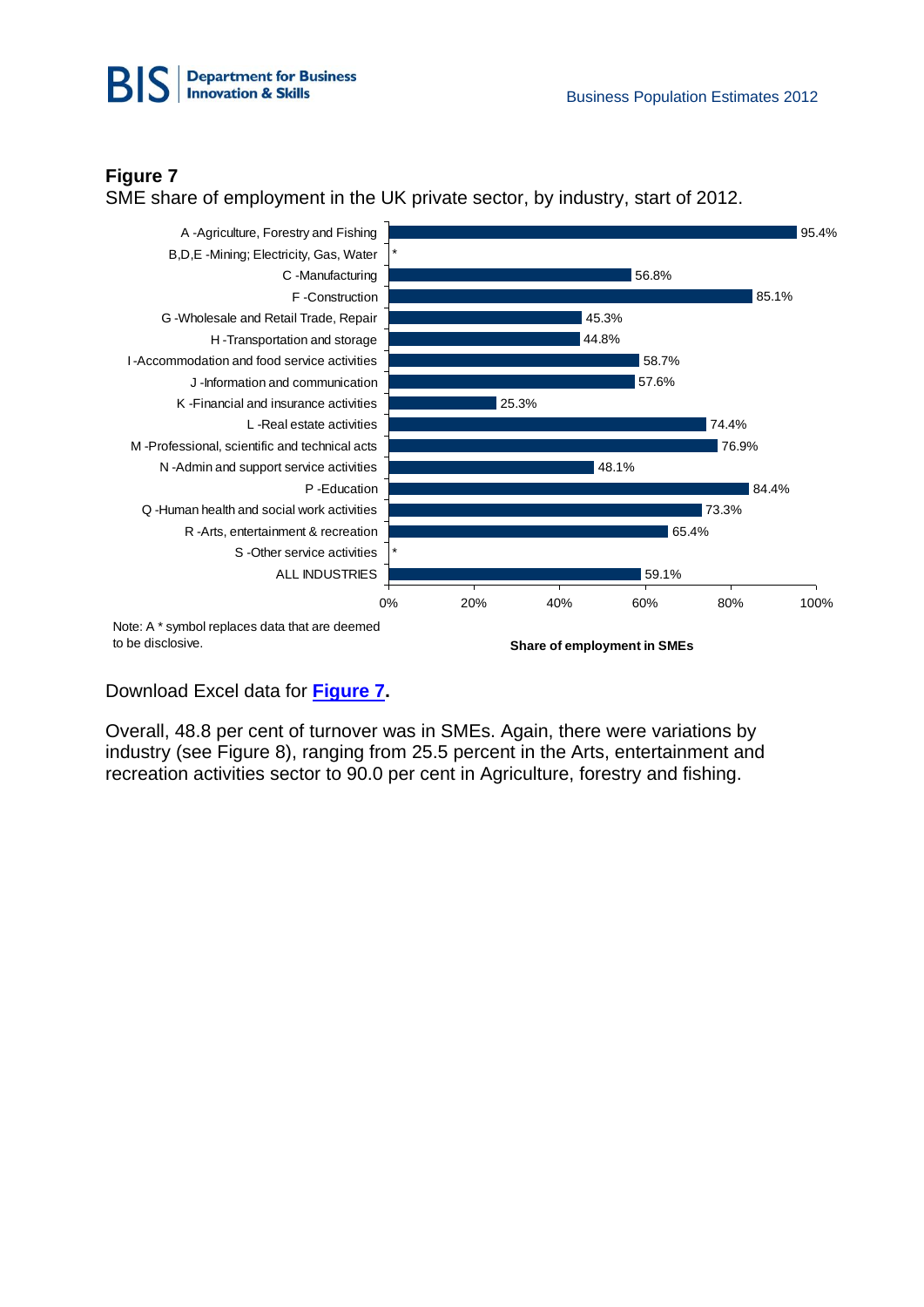**Figure 7**

SME share of employment in the UK private sector, by industry, start of 2012.

| Industry | Share of employment in SMEs |
|---|---|
| A -Agriculture, Forestry and Fishing | 95.4% |
| B,D,E -Mining; Electricity, Gas, Water | * |
| C -Manufacturing | 56.8% |
| F -Construction | 85.1% |
| G -Wholesale and Retail Trade, Repair | 45.3% |
| H -Transportation and storage | 44.8% |
| I -Accommodation and food service activities | 58.7% |
| J -Information and communication | 57.6% |
| K -Financial and insurance activities | 25.3% |
| L -Real estate activities | 74.4% |
| M -Professional, scientific and technical acts | 76.9% |
| N -Admin and support service activities | 48.1% |
| P -Education | 84.4% |
| Q -Human health and social work activities | 73.3% |
| R -Arts, entertainment & recreation | 65.4% |
| S -Other service activities | * |
| ALL INDUSTRIES | 59.1% |

Note: A * symbol replaces data that are deemed to be disclosive.

Download Excel data for **Figure 7**.

Overall, 48.8 per cent of turnover was in SMEs. Again, there were variations by industry (see Figure 8), ranging from 25.5 percent in the Arts, entertainment and recreation activities sector to 90.0 per cent in Agriculture, forestry and fishing.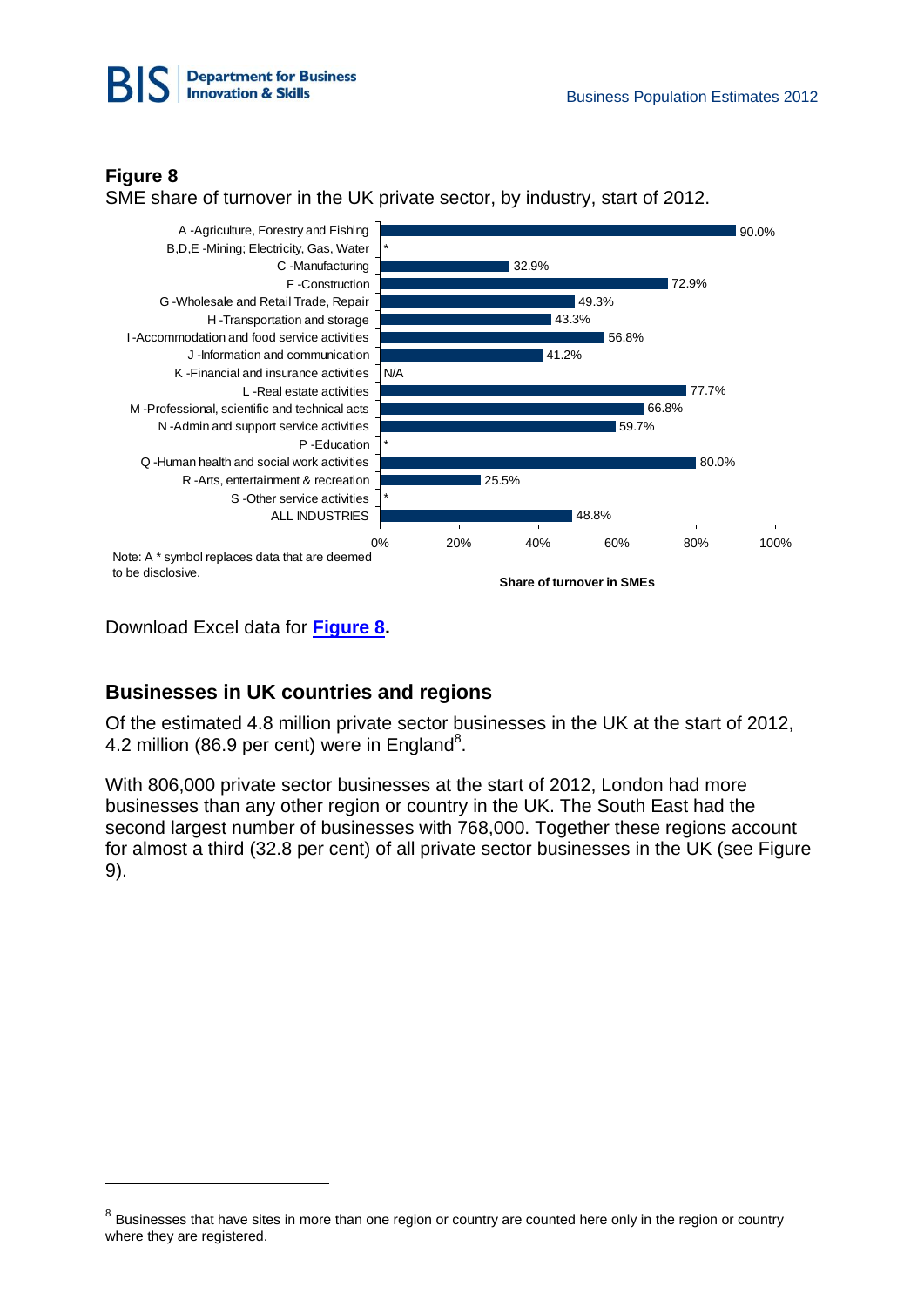**Figure 8**

SME share of turnover in the UK private sector, by industry, start of 2012.

| Industry | Share of turnover in SMEs |
|---|---|
| A -Agriculture, Forestry and Fishing | 90.0% |
| B,D,E -Mining; Electricity, Gas, Water | * |
| C -Manufacturing | 32.9% |
| F -Construction | 72.9% |
| G -Wholesale and Retail Trade, Repair | 49.3% |
| H -Transportation and storage | 43.3% |
| I -Accommodation and food service activities | 56.8% |
| J -Information and communication | 41.2% |
| K -Financial and insurance activities | N/A |
| L -Real estate activities | 77.7% |
| M -Professional, scientific and technical acts | 66.8% |
| N -Admin and support service activities | 59.7% |
| P -Education | * |
| Q -Human health and social work activities | 80.0% |
| R -Arts, entertainment & recreation | 25.5% |
| S -Other service activities | * |
| ALL INDUSTRIES | 48.8% |

Note: A * symbol replaces data that are deemed to be disclosive.

Download Excel data for **[Figure 8](#)**.

## Businesses in UK countries and regions

Of the estimated 4.8 million private sector businesses in the UK at the start of 2012, 4.2 million (86.9 per cent) were in England[8].

With 806,000 private sector businesses at the start of 2012, London had more businesses than any other region or country in the UK. The South East had the second largest number of businesses with 768,000. Together these regions account for almost a third (32.8 per cent) of all private sector businesses in the UK (see Figure 9).

[8] Businesses that have sites in more than one region or country are counted here only in the region or country where they are registered.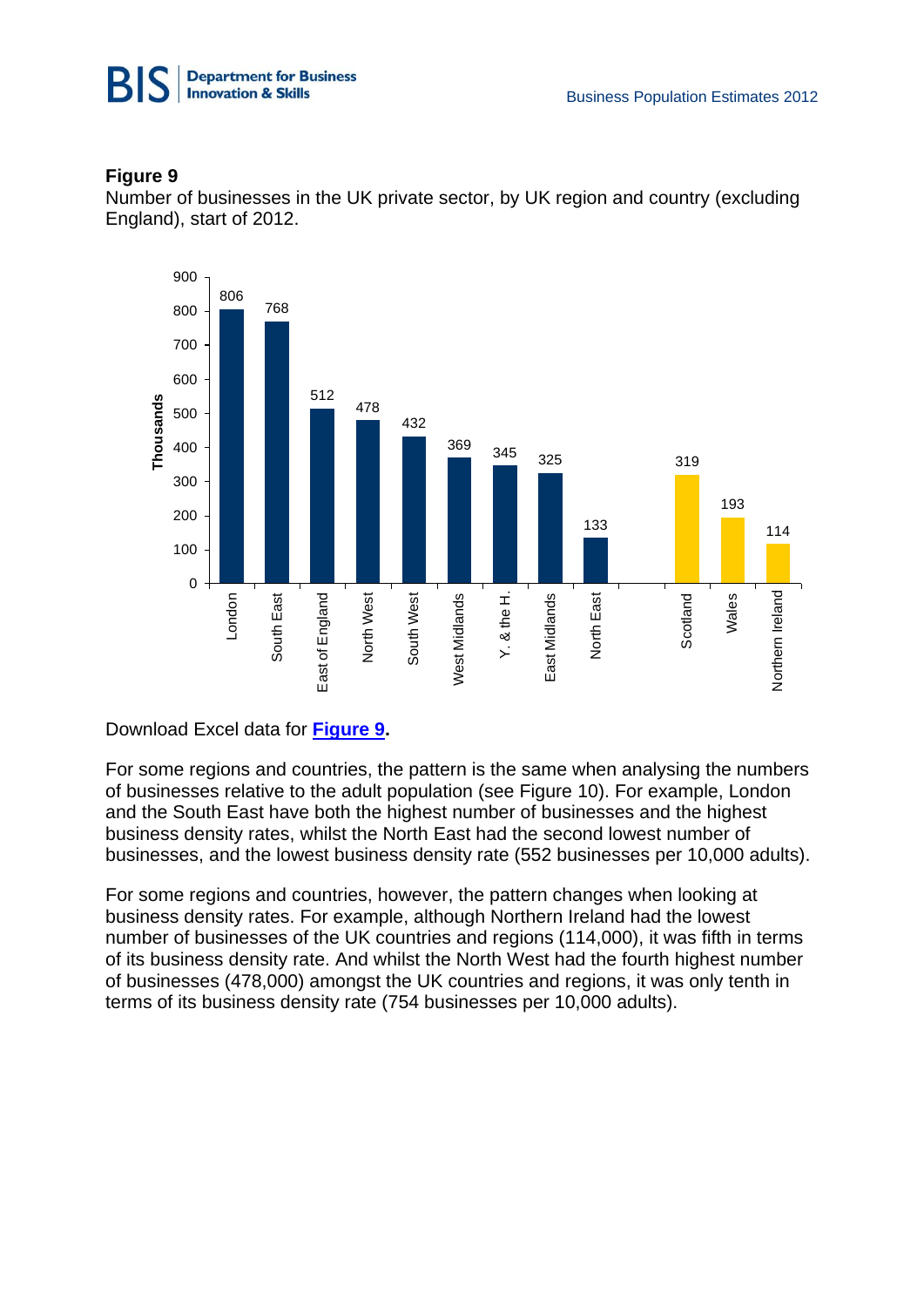**Figure 9**

Number of businesses in the UK private sector, by UK region and country (excluding England), start of 2012.

| Region/Country | Thousands |
|---|---|
| London | 806 |
| South East | 768 |
| East of England | 512 |
| North West | 478 |
| South West | 432 |
| West Midlands | 369 |
| Y. & the H. | 345 |
| East Midlands | 325 |
| North East | 133 |
| Scotland | 319 |
| Wales | 193 |
| Northern Ireland | 114 |

Download Excel data for **Figure 9**.

For some regions and countries, the pattern is the same when analysing the numbers of businesses relative to the adult population (see Figure 10). For example, London and the South East have both the highest number of businesses and the highest business density rates, whilst the North East had the second lowest number of businesses, and the lowest business density rate (552 businesses per 10,000 adults).

For some regions and countries, however, the pattern changes when looking at business density rates. For example, although Northern Ireland had the lowest number of businesses of the UK countries and regions (114,000), it was fifth in terms of its business density rate. And whilst the North West had the fourth highest number of businesses (478,000) amongst the UK countries and regions, it was only tenth in terms of its business density rate (754 businesses per 10,000 adults).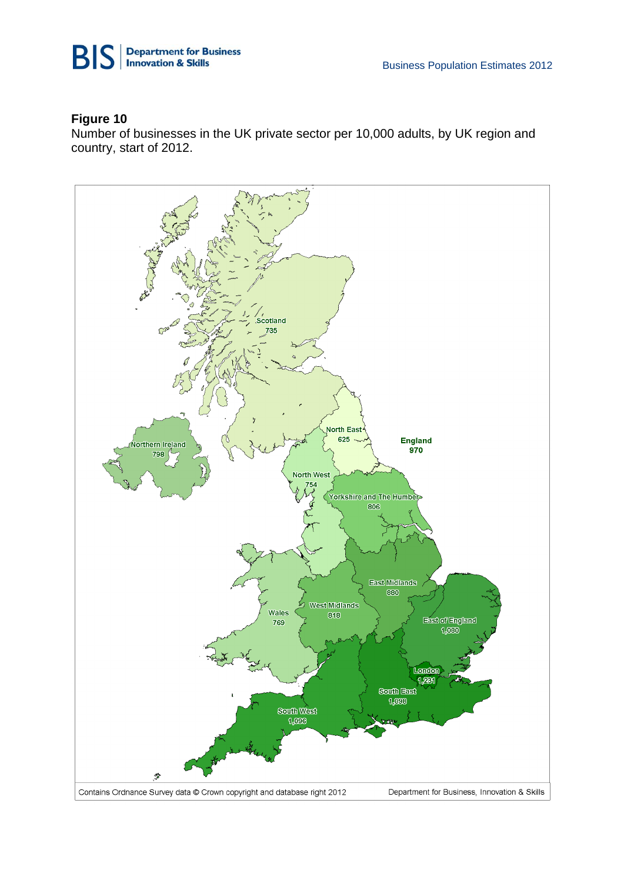**Figure 10**
Number of businesses in the UK private sector per 10,000 adults, by UK region and country, start of 2012.

Scotland 735

Northern Ireland 798

North East 625

England 970

North West 754

Yorkshire and The Humber 806

East Midlands 880

West Midlands 818

Wales 769

East of England 1,080

London 1,231

South East 1,098

South West 1,096

Contains Ordnance Survey data © Crown copyright and database right 2012

Department for Business, Innovation & Skills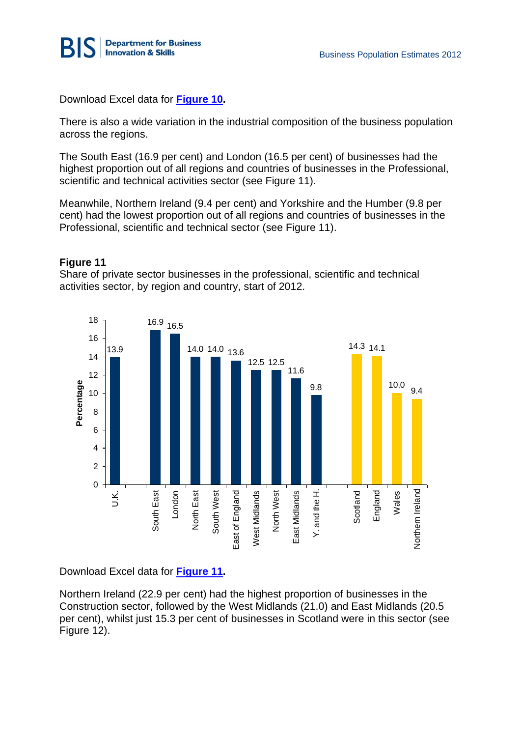Download Excel data for **[Figure 10](#)**.

There is also a wide variation in the industrial composition of the business population across the regions.

The South East (16.9 per cent) and London (16.5 per cent) of businesses had the highest proportion out of all regions and countries of businesses in the Professional, scientific and technical activities sector (see Figure 11).

Meanwhile, Northern Ireland (9.4 per cent) and Yorkshire and the Humber (9.8 per cent) had the lowest proportion out of all regions and countries of businesses in the Professional, scientific and technical sector (see Figure 11).

**Figure 11**
Share of private sector businesses in the professional, scientific and technical activities sector, by region and country, start of 2012.

| Region / Country | Percentage |
|---|---|
| U.K. | 13.9 |
| South East | 16.9 |
| London | 16.5 |
| North East | 14.0 |
| South West | 14.0 |
| East of England | 13.6 |
| West Midlands | 12.5 |
| North West | 12.5 |
| East Midlands | 11.6 |
| Y. and the H. | 9.8 |
| Scotland | 14.3 |
| England | 14.1 |
| Wales | 10.0 |
| Northern Ireland | 9.4 |

Download Excel data for **[Figure 11](#)**.

Northern Ireland (22.9 per cent) had the highest proportion of businesses in the Construction sector, followed by the West Midlands (21.0) and East Midlands (20.5 per cent), whilst just 15.3 per cent of businesses in Scotland were in this sector (see Figure 12).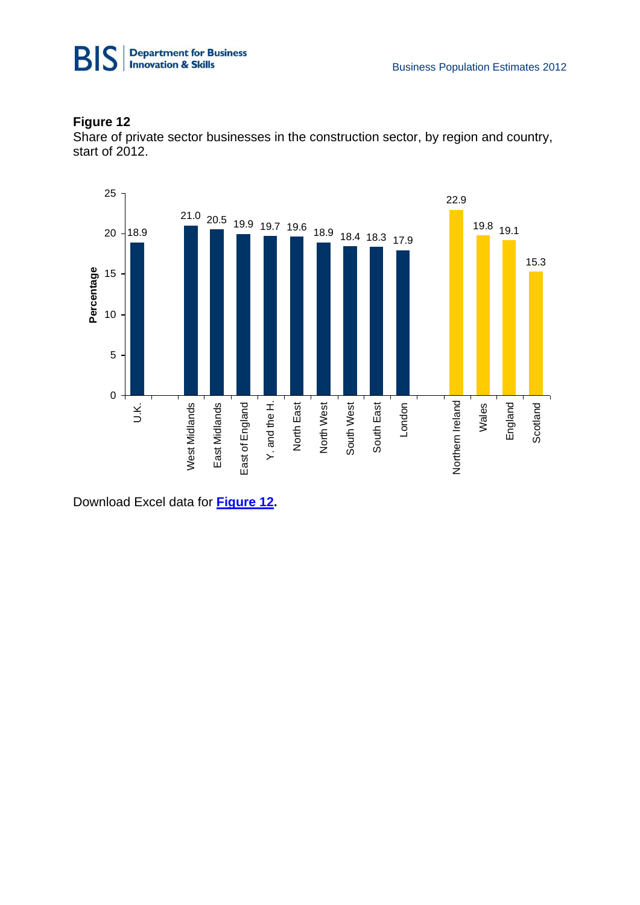**Figure 12**

Share of private sector businesses in the construction sector, by region and country, start of 2012.

| Region/Country | Percentage |
|---|---|
| U.K. | 18.9 |
| West Midlands | 21.0 |
| East Midlands | 20.5 |
| East of England | 19.9 |
| Y. and the H. | 19.7 |
| North East | 19.6 |
| North West | 18.9 |
| South West | 18.4 |
| South East | 18.3 |
| London | 17.9 |
| Northern Ireland | 22.9 |
| Wales | 19.8 |
| England | 19.1 |
| Scotland | 15.3 |

Download Excel data for **Figure 12**.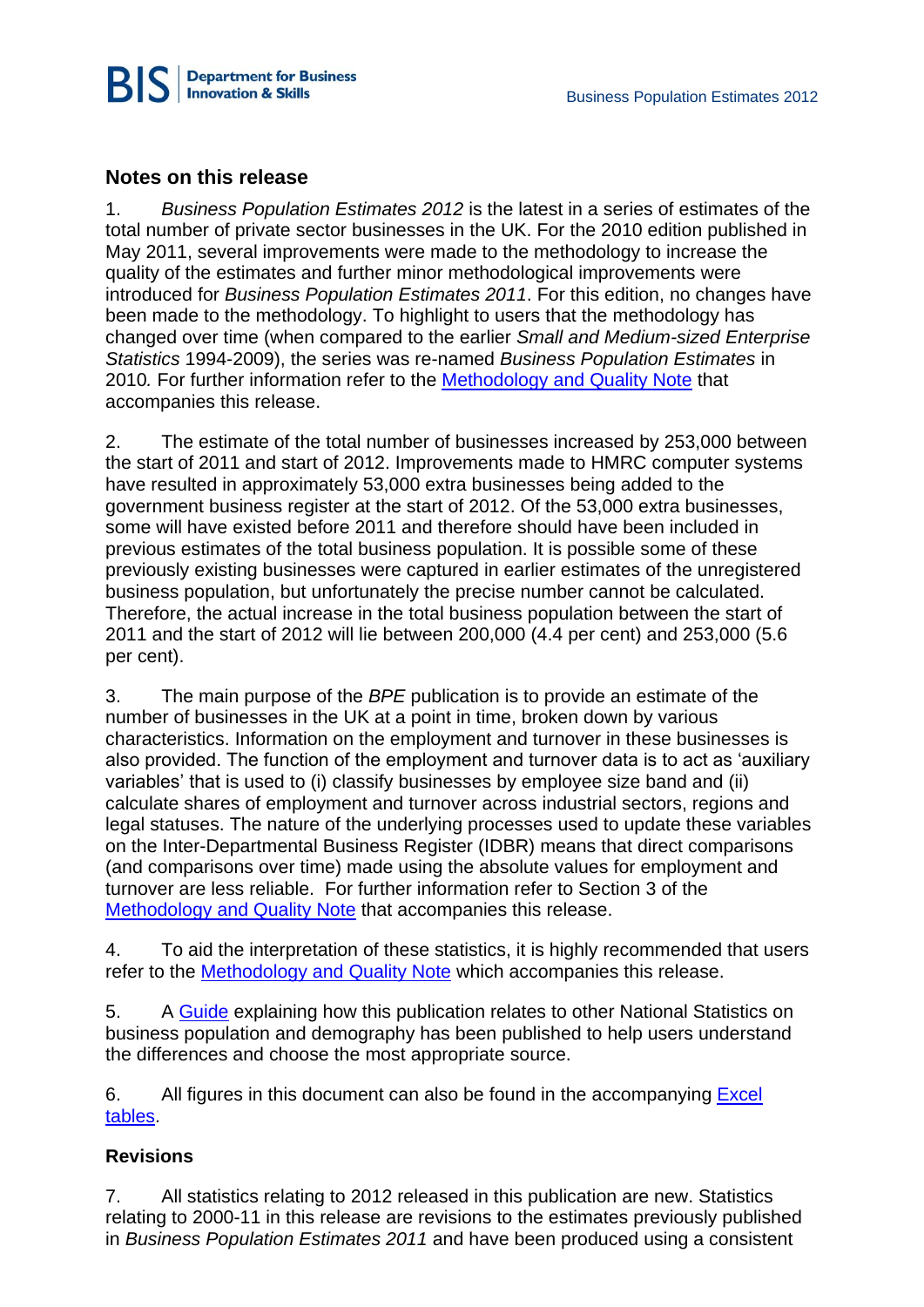## Notes on this release

1. *Business Population Estimates 2012* is the latest in a series of estimates of the total number of private sector businesses in the UK. For the 2010 edition published in May 2011, several improvements were made to the methodology to increase the quality of the estimates and further minor methodological improvements were introduced for *Business Population Estimates 2011*. For this edition, no changes have been made to the methodology. To highlight to users that the methodology has changed over time (when compared to the earlier *Small and Medium-sized Enterprise Statistics* 1994-2009), the series was re-named *Business Population Estimates* in 2010. For further information refer to the Methodology and Quality Note that accompanies this release.

2. The estimate of the total number of businesses increased by 253,000 between the start of 2011 and start of 2012. Improvements made to HMRC computer systems have resulted in approximately 53,000 extra businesses being added to the government business register at the start of 2012. Of the 53,000 extra businesses, some will have existed before 2011 and therefore should have been included in previous estimates of the total business population. It is possible some of these previously existing businesses were captured in earlier estimates of the unregistered business population, but unfortunately the precise number cannot be calculated. Therefore, the actual increase in the total business population between the start of 2011 and the start of 2012 will lie between 200,000 (4.4 per cent) and 253,000 (5.6 per cent).

3. The main purpose of the *BPE* publication is to provide an estimate of the number of businesses in the UK at a point in time, broken down by various characteristics. Information on the employment and turnover in these businesses is also provided. The function of the employment and turnover data is to act as 'auxiliary variables' that is used to (i) classify businesses by employee size band and (ii) calculate shares of employment and turnover across industrial sectors, regions and legal statuses. The nature of the underlying processes used to update these variables on the Inter-Departmental Business Register (IDBR) means that direct comparisons (and comparisons over time) made using the absolute values for employment and turnover are less reliable. For further information refer to Section 3 of the Methodology and Quality Note that accompanies this release.

4. To aid the interpretation of these statistics, it is highly recommended that users refer to the Methodology and Quality Note which accompanies this release.

5. A Guide explaining how this publication relates to other National Statistics on business population and demography has been published to help users understand the differences and choose the most appropriate source.

6. All figures in this document can also be found in the accompanying Excel tables.

## Revisions

7. All statistics relating to 2012 released in this publication are new. Statistics relating to 2000-11 in this release are revisions to the estimates previously published in *Business Population Estimates 2011* and have been produced using a consistent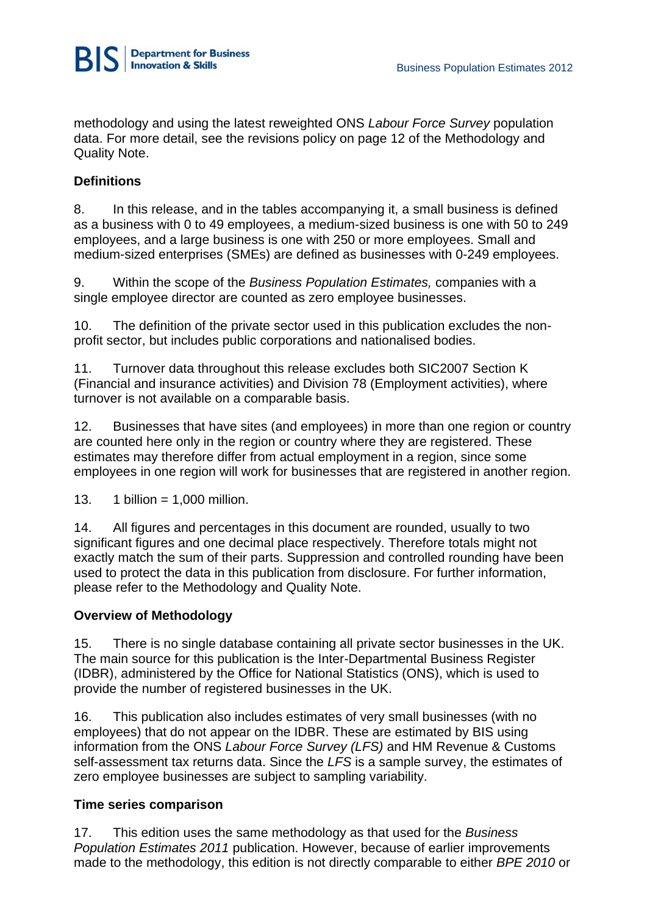methodology and using the latest reweighted ONS *Labour Force Survey* population data. For more detail, see the revisions policy on page 12 of the Methodology and Quality Note.

**Definitions**

8. In this release, and in the tables accompanying it, a small business is defined as a business with 0 to 49 employees, a medium-sized business is one with 50 to 249 employees, and a large business is one with 250 or more employees. Small and medium-sized enterprises (SMEs) are defined as businesses with 0-249 employees.

9. Within the scope of the *Business Population Estimates,* companies with a single employee director are counted as zero employee businesses.

10. The definition of the private sector used in this publication excludes the non-profit sector, but includes public corporations and nationalised bodies.

11. Turnover data throughout this release excludes both SIC2007 Section K (Financial and insurance activities) and Division 78 (Employment activities), where turnover is not available on a comparable basis.

12. Businesses that have sites (and employees) in more than one region or country are counted here only in the region or country where they are registered. These estimates may therefore differ from actual employment in a region, since some employees in one region will work for businesses that are registered in another region.

13. 1 billion = 1,000 million.

14. All figures and percentages in this document are rounded, usually to two significant figures and one decimal place respectively. Therefore totals might not exactly match the sum of their parts. Suppression and controlled rounding have been used to protect the data in this publication from disclosure. For further information, please refer to the Methodology and Quality Note.

**Overview of Methodology**

15. There is no single database containing all private sector businesses in the UK. The main source for this publication is the Inter-Departmental Business Register (IDBR), administered by the Office for National Statistics (ONS), which is used to provide the number of registered businesses in the UK.

16. This publication also includes estimates of very small businesses (with no employees) that do not appear on the IDBR. These are estimated by BIS using information from the ONS *Labour Force Survey (LFS)* and HM Revenue & Customs self-assessment tax returns data. Since the *LFS* is a sample survey, the estimates of zero employee businesses are subject to sampling variability.

**Time series comparison**

17. This edition uses the same methodology as that used for the *Business Population Estimates 2011* publication. However, because of earlier improvements made to the methodology, this edition is not directly comparable to either *BPE 2010* or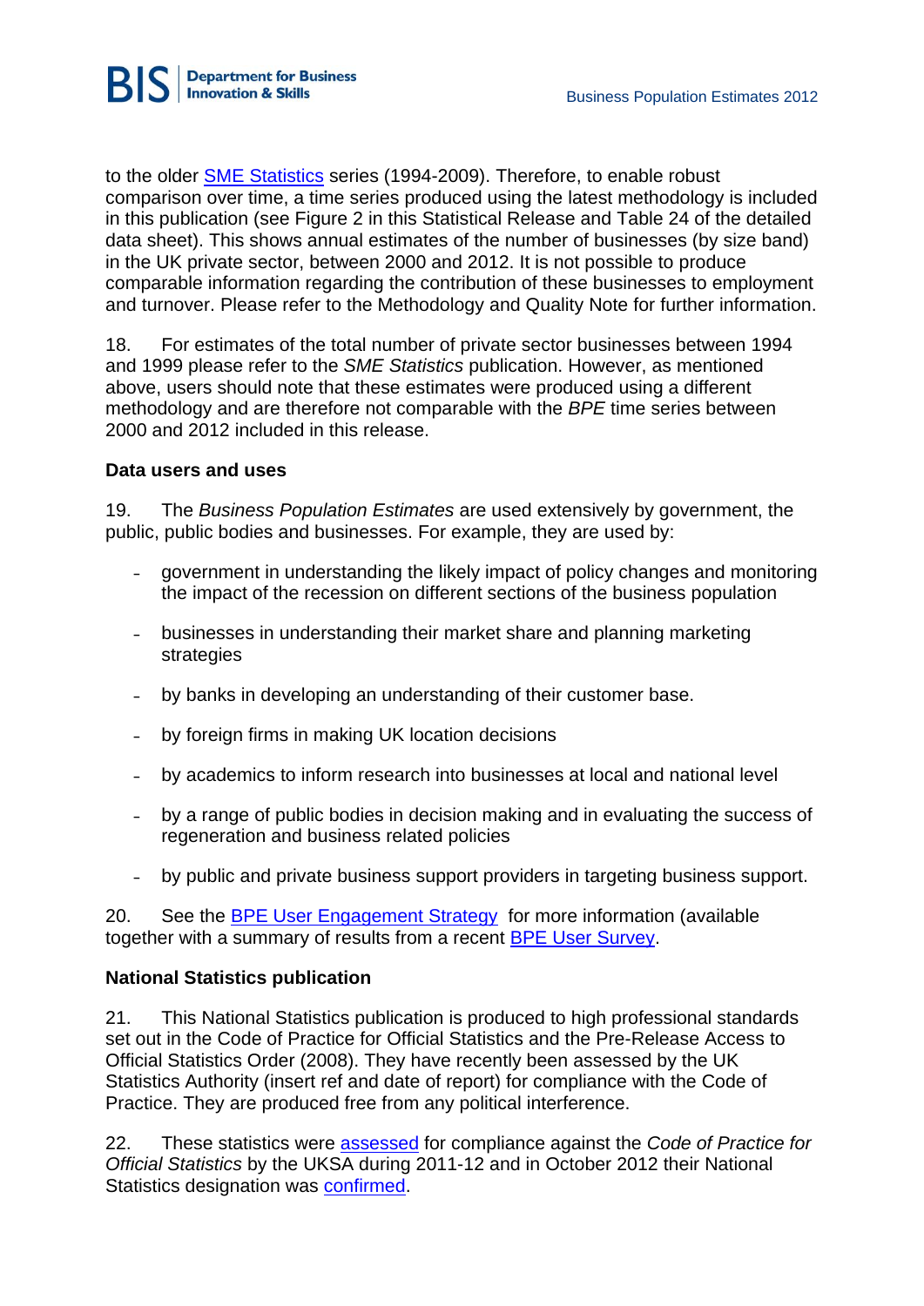to the older [SME Statistics] series (1994-2009). Therefore, to enable robust comparison over time, a time series produced using the latest methodology is included in this publication (see Figure 2 in this Statistical Release and Table 24 of the detailed data sheet). This shows annual estimates of the number of businesses (by size band) in the UK private sector, between 2000 and 2012. It is not possible to produce comparable information regarding the contribution of these businesses to employment and turnover. Please refer to the Methodology and Quality Note for further information.

18. For estimates of the total number of private sector businesses between 1994 and 1999 please refer to the *SME Statistics* publication. However, as mentioned above, users should note that these estimates were produced using a different methodology and are therefore not comparable with the *BPE* time series between 2000 and 2012 included in this release.

**Data users and uses**

19. The *Business Population Estimates* are used extensively by government, the public, public bodies and businesses. For example, they are used by:

- government in understanding the likely impact of policy changes and monitoring the impact of the recession on different sections of the business population
- businesses in understanding their market share and planning marketing strategies
- by banks in developing an understanding of their customer base.
- by foreign firms in making UK location decisions
- by academics to inform research into businesses at local and national level
- by a range of public bodies in decision making and in evaluating the success of regeneration and business related policies
- by public and private business support providers in targeting business support.

20. See the BPE User Engagement Strategy for more information (available together with a summary of results from a recent BPE User Survey.

**National Statistics publication**

21. This National Statistics publication is produced to high professional standards set out in the Code of Practice for Official Statistics and the Pre-Release Access to Official Statistics Order (2008). They have recently been assessed by the UK Statistics Authority (insert ref and date of report) for compliance with the Code of Practice. They are produced free from any political interference.

22. These statistics were assessed for compliance against the *Code of Practice for Official Statistics* by the UKSA during 2011-12 and in October 2012 their National Statistics designation was confirmed.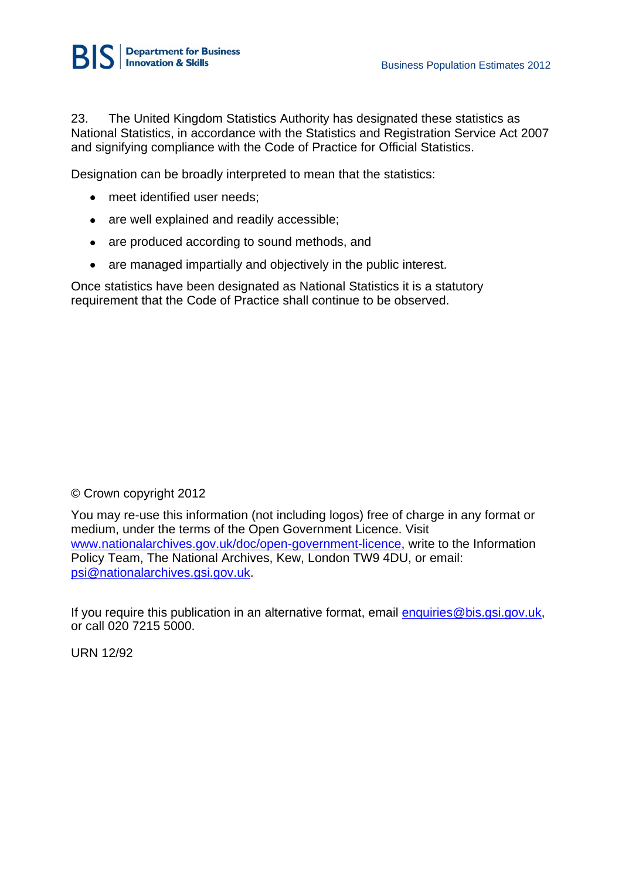23. The United Kingdom Statistics Authority has designated these statistics as National Statistics, in accordance with the Statistics and Registration Service Act 2007 and signifying compliance with the Code of Practice for Official Statistics.

Designation can be broadly interpreted to mean that the statistics:

- meet identified user needs;
- are well explained and readily accessible;
- are produced according to sound methods, and
- are managed impartially and objectively in the public interest.

Once statistics have been designated as National Statistics it is a statutory requirement that the Code of Practice shall continue to be observed.

© Crown copyright 2012

You may re-use this information (not including logos) free of charge in any format or medium, under the terms of the Open Government Licence. Visit www.nationalarchives.gov.uk/doc/open-government-licence, write to the Information Policy Team, The National Archives, Kew, London TW9 4DU, or email: psi@nationalarchives.gsi.gov.uk.

If you require this publication in an alternative format, email enquiries@bis.gsi.gov.uk, or call 020 7215 5000.

URN 12/92